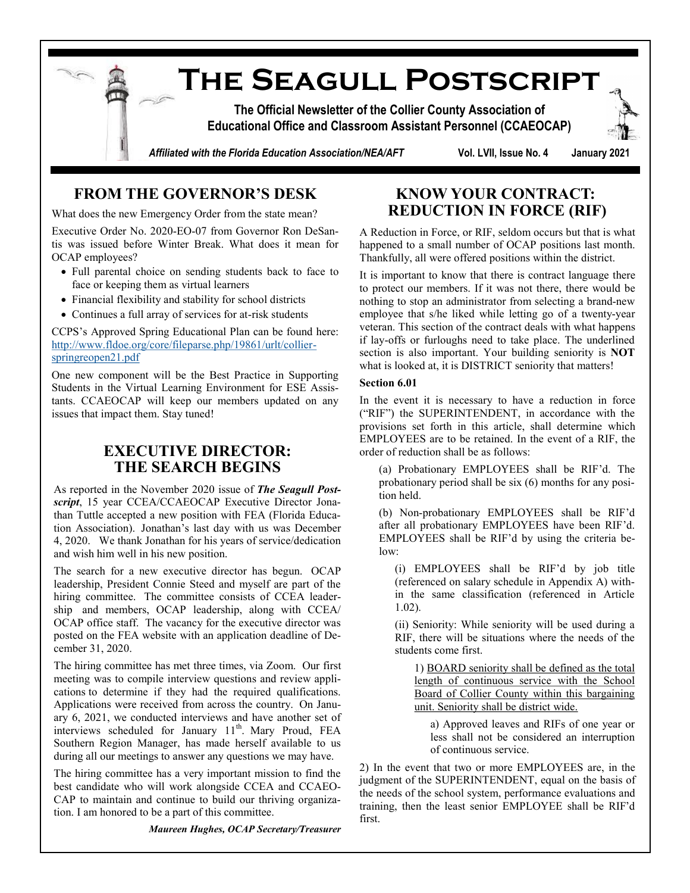# The Seagull Postscript

**The Official Newsletter of the Collier County Association of Educational Office and Classroom Assistant Personnel (CCAEOCAP)**

***Affiliated with the Florida Education Association/NEA/AFT*** **Vol. LVII, Issue No. 4 January 2021**

## FROM THE GOVERNOR'S DESK

What does the new Emergency Order from the state mean?

Executive Order No. 2020-EO-07 from Governor Ron DeSantis was issued before Winter Break. What does it mean for OCAP employees?

- Full parental choice on sending students back to face to face or keeping them as virtual learners
- Financial flexibility and stability for school districts
- Continues a full array of services for at-risk students

CCPS's Approved Spring Educational Plan can be found here: http://www.fldoe.org/core/fileparse.php/19861/urlt/collier-springreopen21.pdf

One new component will be the Best Practice in Supporting Students in the Virtual Learning Environment for ESE Assistants. CCAEOCAP will keep our members updated on any issues that impact them. Stay tuned!

## EXECUTIVE DIRECTOR: THE SEARCH BEGINS

As reported in the November 2020 issue of ***The Seagull Postscript***, 15 year CCEA/CCAEOCAP Executive Director Jonathan Tuttle accepted a new position with FEA (Florida Education Association). Jonathan's last day with us was December 4, 2020. We thank Jonathan for his years of service/dedication and wish him well in his new position.

The search for a new executive director has begun. OCAP leadership, President Connie Steed and myself are part of the hiring committee. The committee consists of CCEA leadership and members, OCAP leadership, along with CCEA/OCAP office staff. The vacancy for the executive director was posted on the FEA website with an application deadline of December 31, 2020.

The hiring committee has met three times, via Zoom. Our first meeting was to compile interview questions and review applications to determine if they had the required qualifications. Applications were received from across the country. On January 6, 2021, we conducted interviews and have another set of interviews scheduled for January 11th. Mary Proud, FEA Southern Region Manager, has made herself available to us during all our meetings to answer any questions we may have.

The hiring committee has a very important mission to find the best candidate who will work alongside CCEA and CCAEOCAP to maintain and continue to build our thriving organization. I am honored to be a part of this committee.

***Maureen Hughes, OCAP Secretary/Treasurer***

## KNOW YOUR CONTRACT: REDUCTION IN FORCE (RIF)

A Reduction in Force, or RIF, seldom occurs but that is what happened to a small number of OCAP positions last month. Thankfully, all were offered positions within the district.

It is important to know that there is contract language there to protect our members. If it was not there, there would be nothing to stop an administrator from selecting a brand-new employee that s/he liked while letting go of a twenty-year veteran. This section of the contract deals with what happens if lay-offs or furloughs need to take place. The underlined section is also important. Your building seniority is **NOT** what is looked at, it is DISTRICT seniority that matters!

**Section 6.01**

In the event it is necessary to have a reduction in force ("RIF") the SUPERINTENDENT, in accordance with the provisions set forth in this article, shall determine which EMPLOYEES are to be retained. In the event of a RIF, the order of reduction shall be as follows:

(a) Probationary EMPLOYEES shall be RIF'd. The probationary period shall be six (6) months for any position held.

(b) Non-probationary EMPLOYEES shall be RIF'd after all probationary EMPLOYEES have been RIF'd. EMPLOYEES shall be RIF'd by using the criteria below:

(i) EMPLOYEES shall be RIF'd by job title (referenced on salary schedule in Appendix A) within the same classification (referenced in Article 1.02).

(ii) Seniority: While seniority will be used during a RIF, there will be situations where the needs of the students come first.

1) <u>BOARD seniority shall be defined as the total length of continuous service with the School Board of Collier County within this bargaining unit. Seniority shall be district wide.</u>

a) Approved leaves and RIFs of one year or less shall not be considered an interruption of continuous service.

2) In the event that two or more EMPLOYEES are, in the judgment of the SUPERINTENDENT, equal on the basis of the needs of the school system, performance evaluations and training, then the least senior EMPLOYEE shall be RIF'd first.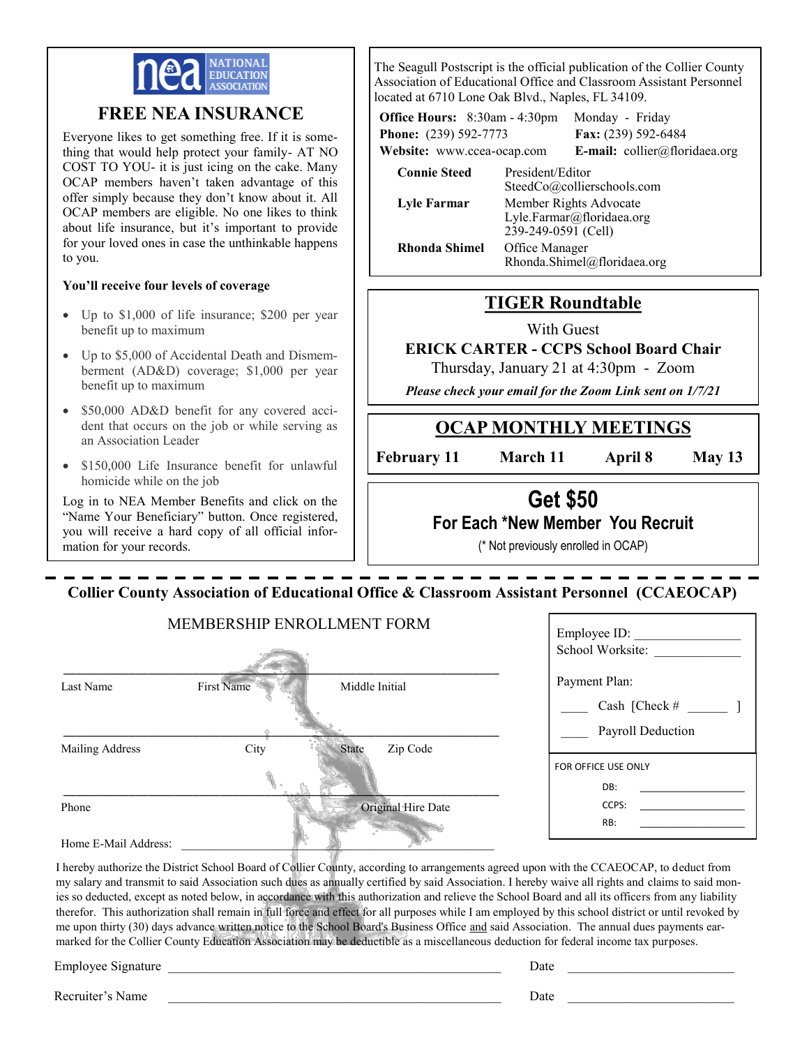## FREE NEA INSURANCE

Everyone likes to get something free. If it is something that would help protect your family- AT NO COST TO YOU- it is just icing on the cake. Many OCAP members haven't taken advantage of this offer simply because they don't know about it. All OCAP members are eligible. No one likes to think about life insurance, but it's important to provide for your loved ones in case the unthinkable happens to you.

**You'll receive four levels of coverage**

- Up to $1,000 of life insurance; $200 per year benefit up to maximum
- Up to $5,000 of Accidental Death and Dismemberment (AD&D) coverage; $1,000 per year benefit up to maximum
- $50,000 AD&D benefit for any covered accident that occurs on the job or while serving as an Association Leader
- $150,000 Life Insurance benefit for unlawful homicide while on the job

Log in to NEA Member Benefits and click on the "Name Your Beneficiary" button. Once registered, you will receive a hard copy of all official information for your records.

The Seagull Postscript is the official publication of the Collier County Association of Educational Office and Classroom Assistant Personnel located at 6710 Lone Oak Blvd., Naples, FL 34109.

**Office Hours:** 8:30am - 4:30pm Monday - Friday
**Phone:** (239) 592-7773 **Fax:** (239) 592-6484
**Website:** www.ccea-ocap.com **E-mail:** collier@floridaea.org

| | |
|---|---|
| **Connie Steed** | President/Editor<br>SteedCo@collierschools.com |
| **Lyle Farmar** | Member Rights Advocate<br>Lyle.Farmar@floridaea.org<br>239-249-0591 (Cell) |
| **Rhonda Shimel** | Office Manager<br>Rhonda.Shimel@floridaea.org |

## TIGER Roundtable

With Guest

**ERICK CARTER - CCPS School Board Chair**

Thursday, January 21 at 4:30pm - Zoom

***Please check your email for the Zoom Link sent on 1/7/21***

## OCAP MONTHLY MEETINGS

**February 11** **March 11** **April 8** **May 13**

## Get $50

### For Each *New Member You Recruit

(* Not previously enrolled in OCAP)

---

### Collier County Association of Educational Office & Classroom Assistant Personnel (CCAEOCAP)

MEMBERSHIP ENROLLMENT FORM

Last Name ____________ First Name ____________ Middle Initial ____________

Mailing Address ____________ City ____________ State ____________ Zip Code ____________

Phone ____________ Original Hire Date ____________

Home E-Mail Address: ____________

Employee ID: ________________
School Worksite: ____________

Payment Plan:

____ Cash [Check # ______ ]

____ Payroll Deduction

FOR OFFICE USE ONLY

DB: ________________

CCPS: ________________

RB: ________________

I hereby authorize the District School Board of Collier County, according to arrangements agreed upon with the CCAEOCAP, to deduct from my salary and transmit to said Association such dues as annually certified by said Association. I hereby waive all rights and claims to said monies so deducted, except as noted below, in accordance with this authorization and relieve the School Board and all its officers from any liability therefor. This authorization shall remain in full force and effect for all purposes while I am employed by this school district or until revoked by me upon thirty (30) days advance written notice to the School Board's Business Office and said Association. The annual dues payments earmarked for the Collier County Education Association may be deductible as a miscellaneous deduction for federal income tax purposes.

Employee Signature ______________________________ Date ________________

Recruiter's Name ______________________________ Date ________________